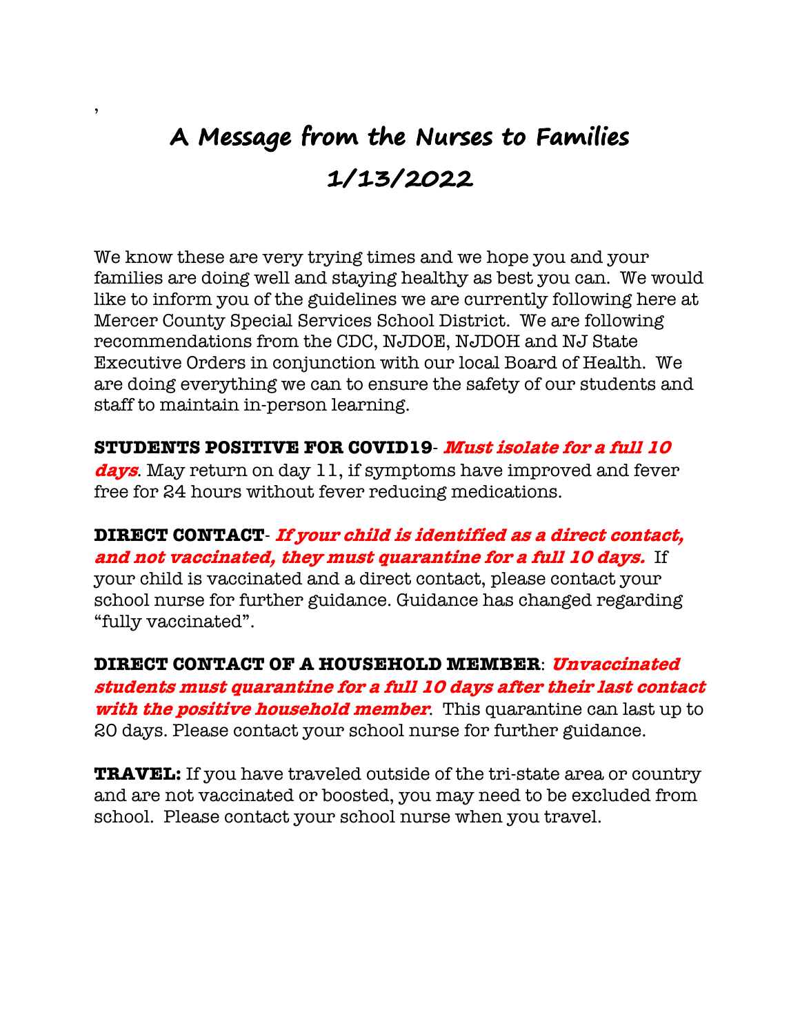# A Message from the Nurses to Families

# 1/13/2022

We know these are very trying times and we hope you and your families are doing well and staying healthy as best you can. We would like to inform you of the guidelines we are currently following here at Mercer County Special Services School District. We are following recommendations from the CDC, NJDOE, NJDOH and NJ State Executive Orders in conjunction with our local Board of Health. We are doing everything we can to ensure the safety of our students and staff to maintain in-person learning.

**STUDENTS POSITIVE FOR COVID19**- ***Must isolate for a full 10 days***. May return on day 11, if symptoms have improved and fever free for 24 hours without fever reducing medications.

**DIRECT CONTACT**- ***If your child is identified as a direct contact, and not vaccinated, they must quarantine for a full 10 days.*** If your child is vaccinated and a direct contact, please contact your school nurse for further guidance. Guidance has changed regarding "fully vaccinated".

**DIRECT CONTACT OF A HOUSEHOLD MEMBER**: ***Unvaccinated students must quarantine for a full 10 days after their last contact with the positive household member***. This quarantine can last up to 20 days. Please contact your school nurse for further guidance.

**TRAVEL:** If you have traveled outside of the tri-state area or country and are not vaccinated or boosted, you may need to be excluded from school. Please contact your school nurse when you travel.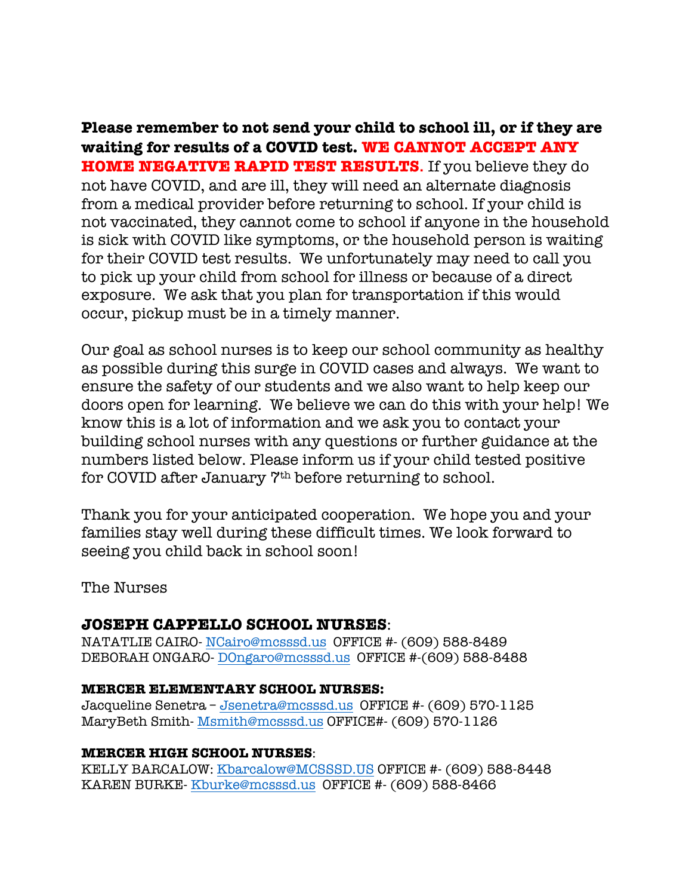**Please remember to not send your child to school ill, or if they are waiting for results of a COVID test. WE CANNOT ACCEPT ANY HOME NEGATIVE RAPID TEST RESULTS.** If you believe they do not have COVID, and are ill, they will need an alternate diagnosis from a medical provider before returning to school. If your child is not vaccinated, they cannot come to school if anyone in the household is sick with COVID like symptoms, or the household person is waiting for their COVID test results. We unfortunately may need to call you to pick up your child from school for illness or because of a direct exposure. We ask that you plan for transportation if this would occur, pickup must be in a timely manner.

Our goal as school nurses is to keep our school community as healthy as possible during this surge in COVID cases and always. We want to ensure the safety of our students and we also want to help keep our doors open for learning. We believe we can do this with your help! We know this is a lot of information and we ask you to contact your building school nurses with any questions or further guidance at the numbers listed below. Please inform us if your child tested positive for COVID after January 7th before returning to school.

Thank you for your anticipated cooperation. We hope you and your families stay well during these difficult times. We look forward to seeing you child back in school soon!

The Nurses

**JOSEPH CAPPELLO SCHOOL NURSES**:
NATATLIE CAIRO- NCairo@mcsssd.us OFFICE #- (609) 588-8489
DEBORAH ONGARO- DOngaro@mcsssd.us OFFICE #-(609) 588-8488

**MERCER ELEMENTARY SCHOOL NURSES:**
Jacqueline Senetra – Jsenetra@mcsssd.us OFFICE #- (609) 570-1125
MaryBeth Smith- Msmith@mcsssd.us OFFICE#- (609) 570-1126

**MERCER HIGH SCHOOL NURSES**:
KELLY BARCALOW: Kbarcalow@MCSSSD.US OFFICE #- (609) 588-8448
KAREN BURKE- Kburke@mcsssd.us OFFICE #- (609) 588-8466